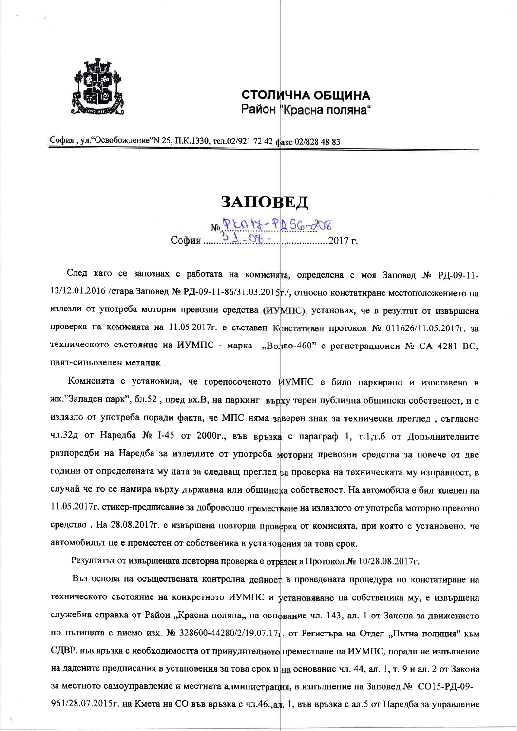**СТОЛИЧНА ОБЩИНА**
Район "Красна поляна"

София , ул."Освобождение"N 25, П.К.1330, тел.02/921 72 42 факс 02/828 48 83

# ЗАПОВЕД

№ РКП17-РД56-208
София ...31-08.................2017 г.

След като се запознах с работата на комисията, определена с моя Заповед № РД-09-11-13/12.01.2016 /стара Заповед № РД-09-11-86/31.03.2015г./, относно констатиране местоположението на излезли от употреба моторни превозни средства (ИУМПС), установих, че в резултат от извършена проверка на комисията на 11.05.2017г. е съставен Констативен протокол № 011626/11.05.2017г. за техническото състояние на ИУМПС - марка „Волво-460" с регистрационен № СА 4281 ВС, цвят-синьозелен металик .

Комисията е установила, че горепосоченото ИУМПС е било паркирано и изоставено в жк."Западен парк", бл.52 , пред вх.В, на паркинг върху терен публична общинска собственост, и е излязло от употреба поради факта, че МПС няма заверен знак за технически преглед , съгласно чл.32д от Наредба № I-45 от 2000г., във връзка с параграф 1, т.1,т.б от Допълнителните разпоредби на Наредба за излезлите от употреба моторни превозни средства за повече от две години от определената му дата за следващ преглед за проверка на техническата му изправност, в случай че то се намира върху държавна или общинска собственост. На автомобила е бил залепен на 11.05.2017г. стикер-предписание за доброволно преместване на излязлото от употреба моторно превозно средство . На 28.08.2017г. е извършена повторна проверка от комисията, при която е установено, че автомобилът не е преместен от собственика в установения за това срок.

Резултатът от извършената повторна проверка е отразен в Протокол № 10/28.08.2017г.

Въз основа на осъществената контролна дейност в проведената процедура по констатиране на техническото състояние на конкретното ИУМПС и установяване на собственика му, е извършена служебна справка от Район „Красна поляна„ на основание чл. 143, ал. 1 от Закона за движението по пътищата с писмо изх. № 328600-44280/2/19.07.17г. от Регистъра на Отдел „Пътна полиция" към СДВР, във връзка с необходимостта от принудителното преместване на ИУМПС, поради не изпълнение на дадените предписания в установения за това срок и на основание чл. 44, ал. 1, т. 9 и ал. 2 от Закона за местното самоуправление и местната администрация, в изпълнение на Заповед № СО15-РД-09-961/28.07.2015г. на Кмета на СО във връзка с чл.46.,ал. 1, във връзка с ал.5 от Наредба за управление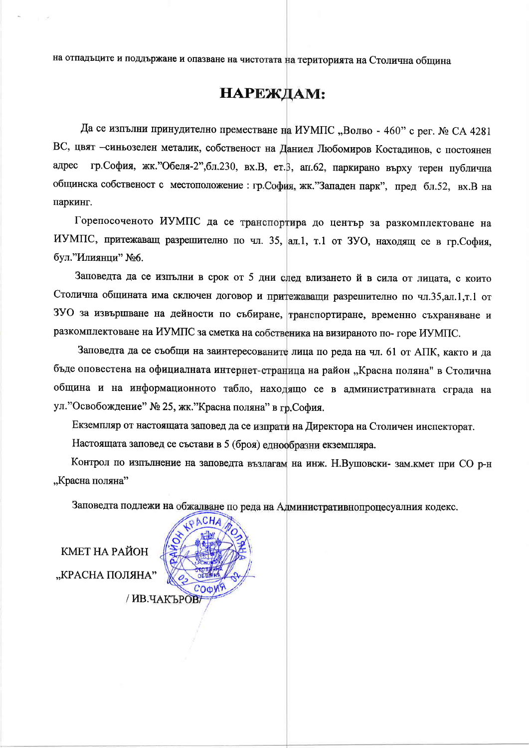на отпадъците и поддържане и опазване на чистотата на територията на Столична община

# НАРЕЖДАМ:

Да се изпълни принудително преместване на ИУМПС „Волво - 460" с рег. № СА 4281 ВС, цвят –синьозелен металик, собственост на Даниел Любомиров Костадинов, с постоянен адрес гр.София, жк."Обеля-2",бл.230, вх.В, ет.3, ап.62, паркирано върху терен публична общинска собственост с местоположение : гр.София, жк."Западен парк", пред бл.52, вх.В на паркинг.

Горепосоченото ИУМПС да се транспортира до център за разкомплектоване на ИУМПС, притежаващ разрешително по чл. 35, ал.1, т.1 от ЗУО, находящ се в гр.София, бул."Илиянци" №6.

Заповедта да се изпълни в срок от 5 дни след влизането й в сила от лицата, с които Столична общината има сключен договор и притежаващи разрешително по чл.35,ал.1,т.1 от ЗУО за извършване на дейности по събиране, транспортиране, временно съхраняване и разкомплектоване на ИУМПС за сметка на собственика на визираното по- горе ИУМПС.

Заповедта да се съобщи на заинтересованите лица по реда на чл. 61 от АПК, както и да бъде оповестена на официалната интернет-страница на район „Красна поляна" в Столична община и на информационното табло, находящо се в административната сграда на ул."Освобождение" № 25, жк."Красна поляна" в гр.София.

Екземпляр от настоящата заповед да се изпрати на Директора на Столичен инспекторат.

Настоящата заповед се състави в 5 (броя) еднообразни екземпляра.

Контрол по изпълнение на заповедта възлагам на инж. Н.Вушовски- зам.кмет при СО р-н „Красна поляна"

Заповедта подлежи на обжалване по реда на Административнопроцесуалния кодекс.

КМЕТ НА РАЙОН

„КРАСНА ПОЛЯНА"

/ ИВ.ЧАКЪРОВ/